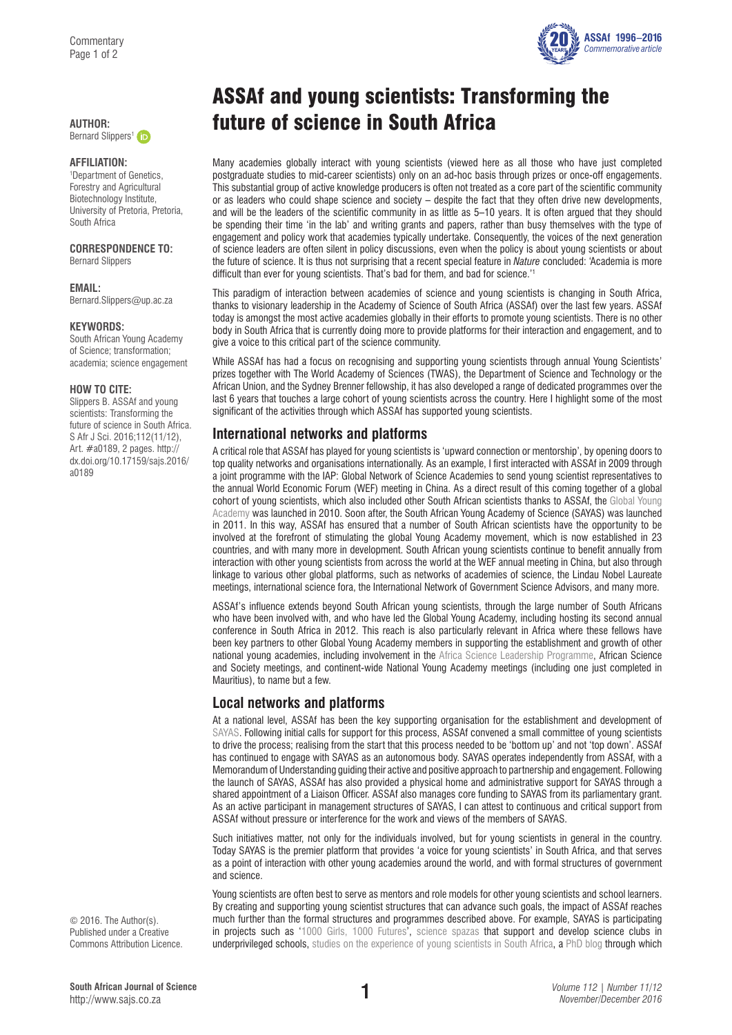# ASSAf and young scientists: Transforming the future of science in South Africa

**AUTHOR:**
Bernard Slippers[1]

**AFFILIATION:**
[1]Department of Genetics, Forestry and Agricultural Biotechnology Institute, University of Pretoria, Pretoria, South Africa

**CORRESPONDENCE TO:**
Bernard Slippers

**EMAIL:**
Bernard.Slippers@up.ac.za

**KEYWORDS:**
South African Young Academy of Science; transformation; academia; science engagement

**HOW TO CITE:**
Slippers B. ASSAf and young scientists: Transforming the future of science in South Africa. S Afr J Sci. 2016;112(11/12), Art. #a0189, 2 pages. http://dx.doi.org/10.17159/sajs.2016/a0189

© 2016. The Author(s). Published under a Creative Commons Attribution Licence.

Many academies globally interact with young scientists (viewed here as all those who have just completed postgraduate studies to mid-career scientists) only on an ad-hoc basis through prizes or once-off engagements. This substantial group of active knowledge producers is often not treated as a core part of the scientific community or as leaders who could shape science and society – despite the fact that they often drive new developments, and will be the leaders of the scientific community in as little as 5–10 years. It is often argued that they should be spending their time 'in the lab' and writing grants and papers, rather than busy themselves with the type of engagement and policy work that academies typically undertake. Consequently, the voices of the next generation of science leaders are often silent in policy discussions, even when the policy is about young scientists or about the future of science. It is thus not surprising that a recent special feature in *Nature* concluded: 'Academia is more difficult than ever for young scientists. That's bad for them, and bad for science.'[1]

This paradigm of interaction between academies of science and young scientists is changing in South Africa, thanks to visionary leadership in the Academy of Science of South Africa (ASSAf) over the last few years. ASSAf today is amongst the most active academies globally in their efforts to promote young scientists. There is no other body in South Africa that is currently doing more to provide platforms for their interaction and engagement, and to give a voice to this critical part of the science community.

While ASSAf has had a focus on recognising and supporting young scientists through annual Young Scientists' prizes together with The World Academy of Sciences (TWAS), the Department of Science and Technology or the African Union, and the Sydney Brenner fellowship, it has also developed a range of dedicated programmes over the last 6 years that touches a large cohort of young scientists across the country. Here I highlight some of the most significant of the activities through which ASSAf has supported young scientists.

## International networks and platforms

A critical role that ASSAf has played for young scientists is 'upward connection or mentorship', by opening doors to top quality networks and organisations internationally. As an example, I first interacted with ASSAf in 2009 through a joint programme with the IAP: Global Network of Science Academies to send young scientist representatives to the annual World Economic Forum (WEF) meeting in China. As a direct result of this coming together of a global cohort of young scientists, which also included other South African scientists thanks to ASSAf, the Global Young Academy was launched in 2010. Soon after, the South African Young Academy of Science (SAYAS) was launched in 2011. In this way, ASSAf has ensured that a number of South African scientists have the opportunity to be involved at the forefront of stimulating the global Young Academy movement, which is now established in 23 countries, and with many more in development. South African young scientists continue to benefit annually from interaction with other young scientists from across the world at the WEF annual meeting in China, but also through linkage to various other global platforms, such as networks of academies of science, the Lindau Nobel Laureate meetings, international science fora, the International Network of Government Science Advisors, and many more.

ASSAf's influence extends beyond South African young scientists, through the large number of South Africans who have been involved with, and who have led the Global Young Academy, including hosting its second annual conference in South Africa in 2012. This reach is also particularly relevant in Africa where these fellows have been key partners to other Global Young Academy members in supporting the establishment and growth of other national young academies, including involvement in the Africa Science Leadership Programme, African Science and Society meetings, and continent-wide National Young Academy meetings (including one just completed in Mauritius), to name but a few.

## Local networks and platforms

At a national level, ASSAf has been the key supporting organisation for the establishment and development of SAYAS. Following initial calls for support for this process, ASSAf convened a small committee of young scientists to drive the process; realising from the start that this process needed to be 'bottom up' and not 'top down'. ASSAf has continued to engage with SAYAS as an autonomous body. SAYAS operates independently from ASSAf, with a Memorandum of Understanding guiding their active and positive approach to partnership and engagement. Following the launch of SAYAS, ASSAf has also provided a physical home and administrative support for SAYAS through a shared appointment of a Liaison Officer. ASSAf also manages core funding to SAYAS from its parliamentary grant. As an active participant in management structures of SAYAS, I can attest to continuous and critical support from ASSAf without pressure or interference for the work and views of the members of SAYAS.

Such initiatives matter, not only for the individuals involved, but for young scientists in general in the country. Today SAYAS is the premier platform that provides 'a voice for young scientists' in South Africa, and that serves as a point of interaction with other young academies around the world, and with formal structures of government and science.

Young scientists are often best to serve as mentors and role models for other young scientists and school learners. By creating and supporting young scientist structures that can advance such goals, the impact of ASSAf reaches much further than the formal structures and programmes described above. For example, SAYAS is participating in projects such as '1000 Girls, 1000 Futures', science spazas that support and develop science clubs in underprivileged schools, studies on the experience of young scientists in South Africa, a PhD blog through which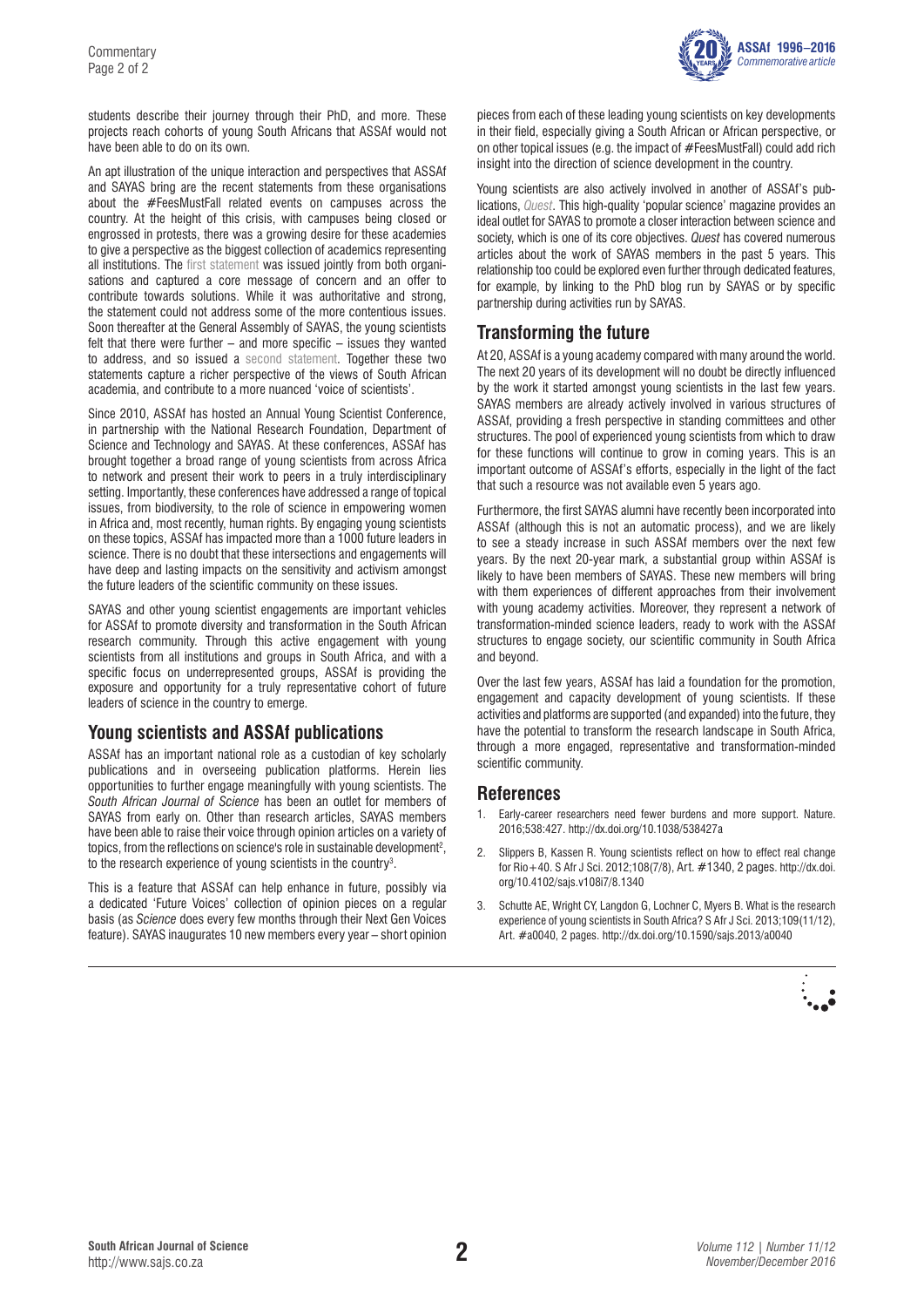students describe their journey through their PhD, and more. These projects reach cohorts of young South Africans that ASSAf would not have been able to do on its own.

An apt illustration of the unique interaction and perspectives that ASSAf and SAYAS bring are the recent statements from these organisations about the #FeesMustFall related events on campuses across the country. At the height of this crisis, with campuses being closed or engrossed in protests, there was a growing desire for these academies to give a perspective as the biggest collection of academics representing all institutions. The first statement was issued jointly from both organisations and captured a core message of concern and an offer to contribute towards solutions. While it was authoritative and strong, the statement could not address some of the more contentious issues. Soon thereafter at the General Assembly of SAYAS, the young scientists felt that there were further – and more specific – issues they wanted to address, and so issued a second statement. Together these two statements capture a richer perspective of the views of South African academia, and contribute to a more nuanced 'voice of scientists'.

Since 2010, ASSAf has hosted an Annual Young Scientist Conference, in partnership with the National Research Foundation, Department of Science and Technology and SAYAS. At these conferences, ASSAf has brought together a broad range of young scientists from across Africa to network and present their work to peers in a truly interdisciplinary setting. Importantly, these conferences have addressed a range of topical issues, from biodiversity, to the role of science in empowering women in Africa and, most recently, human rights. By engaging young scientists on these topics, ASSAf has impacted more than a 1000 future leaders in science. There is no doubt that these intersections and engagements will have deep and lasting impacts on the sensitivity and activism amongst the future leaders of the scientific community on these issues.

SAYAS and other young scientist engagements are important vehicles for ASSAf to promote diversity and transformation in the South African research community. Through this active engagement with young scientists from all institutions and groups in South Africa, and with a specific focus on underrepresented groups, ASSAf is providing the exposure and opportunity for a truly representative cohort of future leaders of science in the country to emerge.

## Young scientists and ASSAf publications

ASSAf has an important national role as a custodian of key scholarly publications and in overseeing publication platforms. Herein lies opportunities to further engage meaningfully with young scientists. The *South African Journal of Science* has been an outlet for members of SAYAS from early on. Other than research articles, SAYAS members have been able to raise their voice through opinion articles on a variety of topics, from the reflections on science's role in sustainable development[2], to the research experience of young scientists in the country[3].

This is a feature that ASSAf can help enhance in future, possibly via a dedicated 'Future Voices' collection of opinion pieces on a regular basis (as *Science* does every few months through their Next Gen Voices feature). SAYAS inaugurates 10 new members every year – short opinion pieces from each of these leading young scientists on key developments in their field, especially giving a South African or African perspective, or on other topical issues (e.g. the impact of #FeesMustFall) could add rich insight into the direction of science development in the country.

Young scientists are also actively involved in another of ASSAf's publications, *Quest*. This high-quality 'popular science' magazine provides an ideal outlet for SAYAS to promote a closer interaction between science and society, which is one of its core objectives. *Quest* has covered numerous articles about the work of SAYAS members in the past 5 years. This relationship too could be explored even further through dedicated features, for example, by linking to the PhD blog run by SAYAS or by specific partnership during activities run by SAYAS.

## Transforming the future

At 20, ASSAf is a young academy compared with many around the world. The next 20 years of its development will no doubt be directly influenced by the work it started amongst young scientists in the last few years. SAYAS members are already actively involved in various structures of ASSAf, providing a fresh perspective in standing committees and other structures. The pool of experienced young scientists from which to draw for these functions will continue to grow in coming years. This is an important outcome of ASSAf's efforts, especially in the light of the fact that such a resource was not available even 5 years ago.

Furthermore, the first SAYAS alumni have recently been incorporated into ASSAf (although this is not an automatic process), and we are likely to see a steady increase in such ASSAf members over the next few years. By the next 20-year mark, a substantial group within ASSAf is likely to have been members of SAYAS. These new members will bring with them experiences of different approaches from their involvement with young academy activities. Moreover, they represent a network of transformation-minded science leaders, ready to work with the ASSAf structures to engage society, our scientific community in South Africa and beyond.

Over the last few years, ASSAf has laid a foundation for the promotion, engagement and capacity development of young scientists. If these activities and platforms are supported (and expanded) into the future, they have the potential to transform the research landscape in South Africa, through a more engaged, representative and transformation-minded scientific community.

## References

1. Early-career researchers need fewer burdens and more support. Nature. 2016;538:427. http://dx.doi.org/10.1038/538427a
2. Slippers B, Kassen R. Young scientists reflect on how to effect real change for Rio+40. S Afr J Sci. 2012;108(7/8), Art. #1340, 2 pages. http://dx.doi.org/10.4102/sajs.v108i7/8.1340
3. Schutte AE, Wright CY, Langdon G, Lochner C, Myers B. What is the research experience of young scientists in South Africa? S Afr J Sci. 2013;109(11/12), Art. #a0040, 2 pages. http://dx.doi.org/10.1590/sajs.2013/a0040